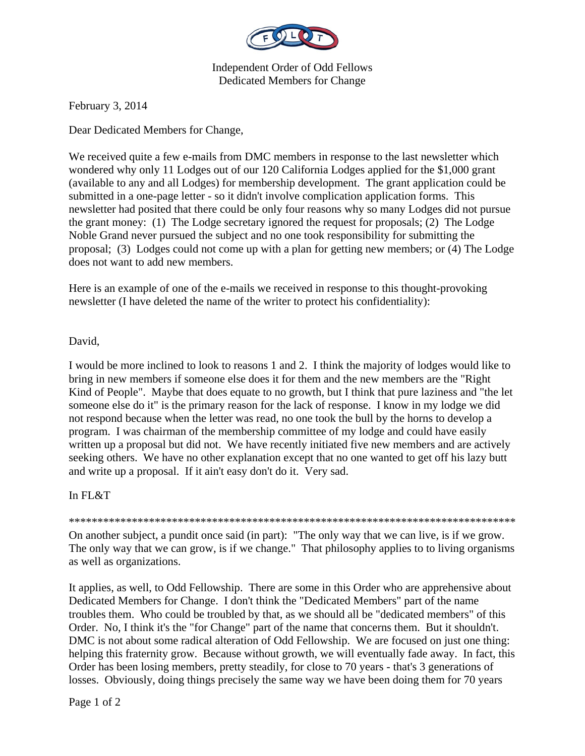Independent Order of Odd Fellows
Dedicated Members for Change

February 3, 2014

Dear Dedicated Members for Change,

We received quite a few e-mails from DMC members in response to the last newsletter which wondered why only 11 Lodges out of our 120 California Lodges applied for the $1,000 grant (available to any and all Lodges) for membership development. The grant application could be submitted in a one-page letter - so it didn't involve complication application forms. This newsletter had posited that there could be only four reasons why so many Lodges did not pursue the grant money: (1) The Lodge secretary ignored the request for proposals; (2) The Lodge Noble Grand never pursued the subject and no one took responsibility for submitting the proposal; (3) Lodges could not come up with a plan for getting new members; or (4) The Lodge does not want to add new members.

Here is an example of one of the e-mails we received in response to this thought-provoking newsletter (I have deleted the name of the writer to protect his confidentiality):

David,

I would be more inclined to look to reasons 1 and 2. I think the majority of lodges would like to bring in new members if someone else does it for them and the new members are the "Right Kind of People". Maybe that does equate to no growth, but I think that pure laziness and "the let someone else do it" is the primary reason for the lack of response. I know in my lodge we did not respond because when the letter was read, no one took the bull by the horns to develop a program. I was chairman of the membership committee of my lodge and could have easily written up a proposal but did not. We have recently initiated five new members and are actively seeking others. We have no other explanation except that no one wanted to get off his lazy butt and write up a proposal. If it ain't easy don't do it. Very sad.

In FL&T

**********************************************************************************

On another subject, a pundit once said (in part): "The only way that we can live, is if we grow. The only way that we can grow, is if we change." That philosophy applies to to living organisms as well as organizations.

It applies, as well, to Odd Fellowship. There are some in this Order who are apprehensive about Dedicated Members for Change. I don't think the "Dedicated Members" part of the name troubles them. Who could be troubled by that, as we should all be "dedicated members" of this Order. No, I think it's the "for Change" part of the name that concerns them. But it shouldn't. DMC is not about some radical alteration of Odd Fellowship. We are focused on just one thing: helping this fraternity grow. Because without growth, we will eventually fade away. In fact, this Order has been losing members, pretty steadily, for close to 70 years - that's 3 generations of losses. Obviously, doing things precisely the same way we have been doing them for 70 years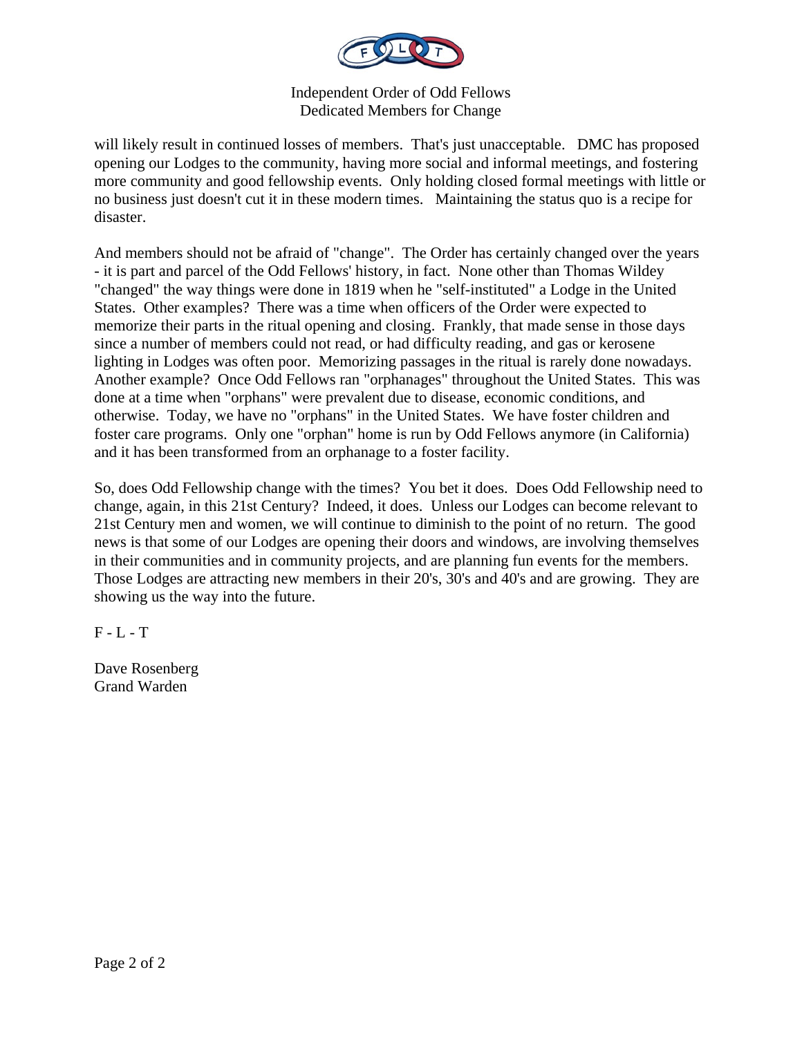will likely result in continued losses of members. That's just unacceptable. DMC has proposed opening our Lodges to the community, having more social and informal meetings, and fostering more community and good fellowship events. Only holding closed formal meetings with little or no business just doesn't cut it in these modern times. Maintaining the status quo is a recipe for disaster.

And members should not be afraid of "change". The Order has certainly changed over the years - it is part and parcel of the Odd Fellows' history, in fact. None other than Thomas Wildey "changed" the way things were done in 1819 when he "self-instituted" a Lodge in the United States. Other examples? There was a time when officers of the Order were expected to memorize their parts in the ritual opening and closing. Frankly, that made sense in those days since a number of members could not read, or had difficulty reading, and gas or kerosene lighting in Lodges was often poor. Memorizing passages in the ritual is rarely done nowadays. Another example? Once Odd Fellows ran "orphanages" throughout the United States. This was done at a time when "orphans" were prevalent due to disease, economic conditions, and otherwise. Today, we have no "orphans" in the United States. We have foster children and foster care programs. Only one "orphan" home is run by Odd Fellows anymore (in California) and it has been transformed from an orphanage to a foster facility.

So, does Odd Fellowship change with the times? You bet it does. Does Odd Fellowship need to change, again, in this 21st Century? Indeed, it does. Unless our Lodges can become relevant to 21st Century men and women, we will continue to diminish to the point of no return. The good news is that some of our Lodges are opening their doors and windows, are involving themselves in their communities and in community projects, and are planning fun events for the members. Those Lodges are attracting new members in their 20's, 30's and 40's and are growing. They are showing us the way into the future.

F - L - T

Dave Rosenberg
Grand Warden